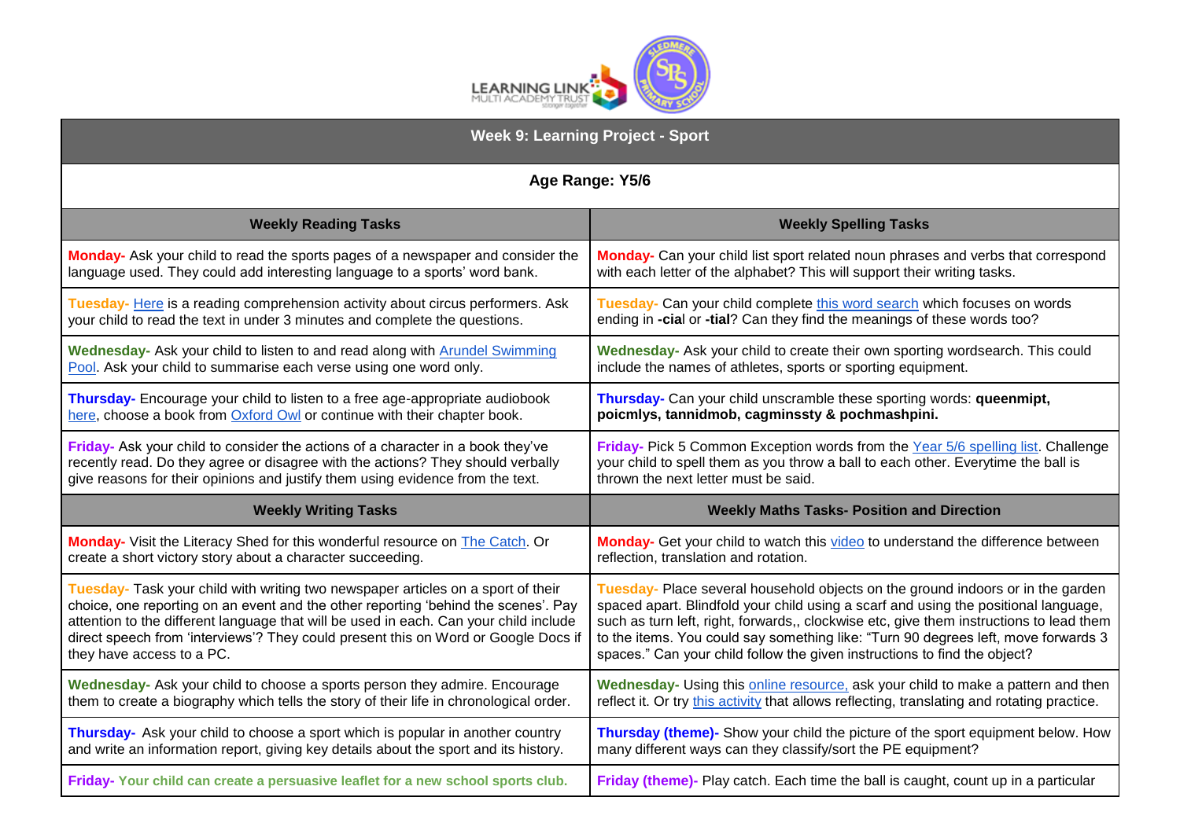# Week 9: Learning Project - Sport

**Age Range: Y5/6**

| Weekly Reading Tasks | Weekly Spelling Tasks |
|---|---|
| **Monday-** Ask your child to read the sports pages of a newspaper and consider the language used. They could add interesting language to a sports' word bank. | **Monday-** Can your child list sport related noun phrases and verbs that correspond with each letter of the alphabet? This will support their writing tasks. |
| **Tuesday-** Here is a reading comprehension activity about circus performers. Ask your child to read the text in under 3 minutes and complete the questions. | **Tuesday-** Can your child complete this word search which focuses on words ending in **-cia**l or **-tial**? Can they find the meanings of these words too? |
| **Wednesday-** Ask your child to listen to and read along with Arundel Swimming Pool. Ask your child to summarise each verse using one word only. | **Wednesday-** Ask your child to create their own sporting wordsearch. This could include the names of athletes, sports or sporting equipment. |
| **Thursday-** Encourage your child to listen to a free age-appropriate audiobook here, choose a book from Oxford Owl or continue with their chapter book. | **Thursday-** Can your child unscramble these sporting words: **queenmipt, poicmlys, tannidmob, cagminssty & pochmashpini.** |
| **Friday-** Ask your child to consider the actions of a character in a book they've recently read. Do they agree or disagree with the actions? They should verbally give reasons for their opinions and justify them using evidence from the text. | **Friday-** Pick 5 Common Exception words from the Year 5/6 spelling list. Challenge your child to spell them as you throw a ball to each other. Everytime the ball is thrown the next letter must be said. |

| Weekly Writing Tasks | Weekly Maths Tasks- Position and Direction |
|---|---|
| **Monday-** Visit the Literacy Shed for this wonderful resource on The Catch. Or create a short victory story about a character succeeding. | **Monday-** Get your child to watch this video to understand the difference between reflection, translation and rotation. |
| **Tuesday-** Task your child with writing two newspaper articles on a sport of their choice, one reporting on an event and the other reporting 'behind the scenes'. Pay attention to the different language that will be used in each. Can your child include direct speech from 'interviews'? They could present this on Word or Google Docs if they have access to a PC. | **Tuesday-** Place several household objects on the ground indoors or in the garden spaced apart. Blindfold your child using a scarf and using the positional language, such as turn left, right, forwards,, clockwise etc, give them instructions to lead them to the items. You could say something like: "Turn 90 degrees left, move forwards 3 spaces." Can your child follow the given instructions to find the object? |
| **Wednesday-** Ask your child to choose a sports person they admire. Encourage them to create a biography which tells the story of their life in chronological order. | **Wednesday-** Using this online resource, ask your child to make a pattern and then reflect it. Or try this activity that allows reflecting, translating and rotating practice. |
| **Thursday-** Ask your child to choose a sport which is popular in another country and write an information report, giving key details about the sport and its history. | **Thursday (theme)-** Show your child the picture of the sport equipment below. How many different ways can they classify/sort the PE equipment? |
| **Friday- Your child can create a persuasive leaflet for a new school sports club.** | **Friday (theme)-** Play catch. Each time the ball is caught, count up in a particular |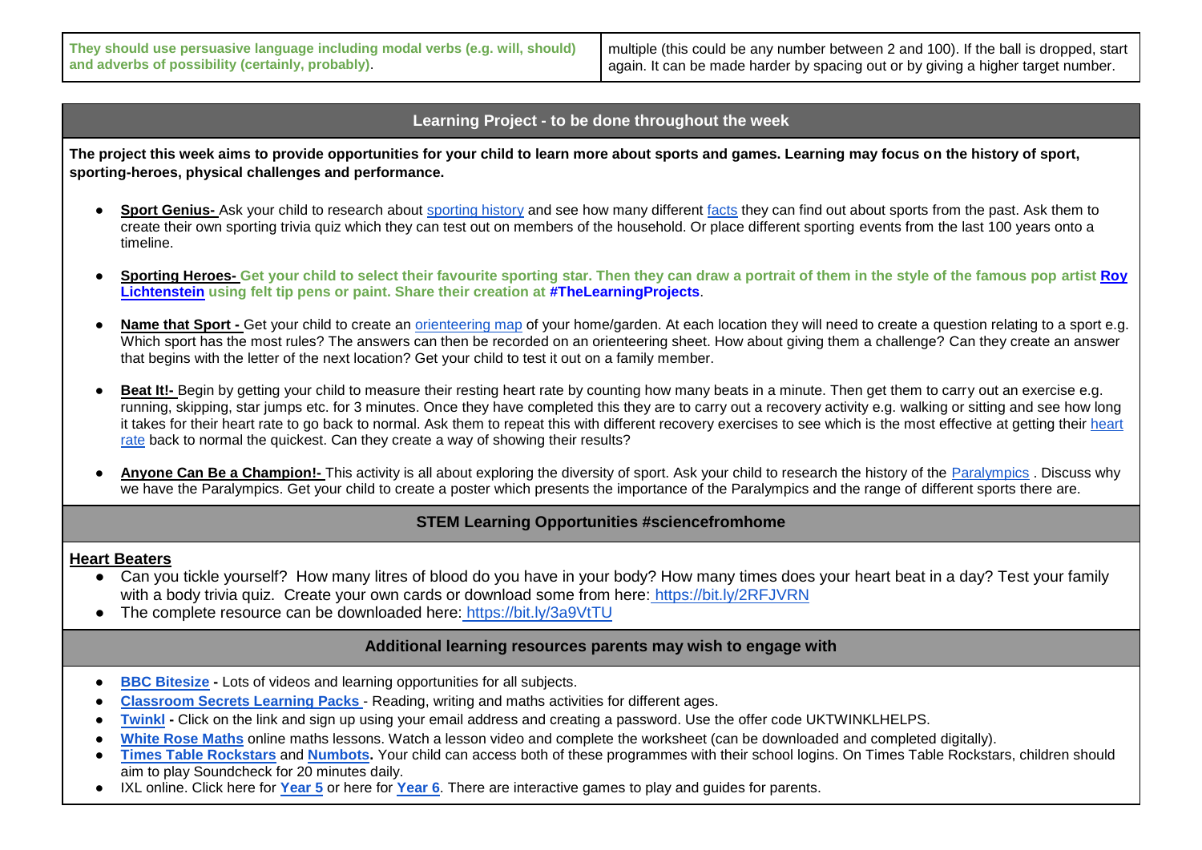| | |
|---|---|
| **They should use persuasive language including modal verbs (e.g. will, should) and adverbs of possibility (certainly, probably)**. | multiple (this could be any number between 2 and 100). If the ball is dropped, start again. It can be made harder by spacing out or by giving a higher target number. |

## Learning Project - to be done throughout the week

**The project this week aims to provide opportunities for your child to learn more about sports and games. Learning may focus on the history of sport, sporting-heroes, physical challenges and performance.**

- **Sport Genius-** Ask your child to research about sporting history and see how many different facts they can find out about sports from the past. Ask them to create their own sporting trivia quiz which they can test out on members of the household. Or place different sporting events from the last 100 years onto a timeline.
- **Sporting Heroes- Get your child to select their favourite sporting star. Then they can draw a portrait of them in the style of the famous pop artist Roy Lichtenstein using felt tip pens or paint. Share their creation at #TheLearningProjects**.
- **Name that Sport -** Get your child to create an orienteering map of your home/garden. At each location they will need to create a question relating to a sport e.g. Which sport has the most rules? The answers can then be recorded on an orienteering sheet. How about giving them a challenge? Can they create an answer that begins with the letter of the next location? Get your child to test it out on a family member.
- **Beat It!-** Begin by getting your child to measure their resting heart rate by counting how many beats in a minute. Then get them to carry out an exercise e.g. running, skipping, star jumps etc. for 3 minutes. Once they have completed this they are to carry out a recovery activity e.g. walking or sitting and see how long it takes for their heart rate to go back to normal. Ask them to repeat this with different recovery exercises to see which is the most effective at getting their heart rate back to normal the quickest. Can they create a way of showing their results?
- **Anyone Can Be a Champion!-** This activity is all about exploring the diversity of sport. Ask your child to research the history of the Paralympics . Discuss why we have the Paralympics. Get your child to create a poster which presents the importance of the Paralympics and the range of different sports there are.

## STEM Learning Opportunities #sciencefromhome

**Heart Beaters**

- Can you tickle yourself? How many litres of blood do you have in your body? How many times does your heart beat in a day? Test your family with a body trivia quiz. Create your own cards or download some from here: https://bit.ly/2RFJVRN
- The complete resource can be downloaded here: https://bit.ly/3a9VtTU

## Additional learning resources parents may wish to engage with

- **BBC Bitesize -** Lots of videos and learning opportunities for all subjects.
- **Classroom Secrets Learning Packs** - Reading, writing and maths activities for different ages.
- **Twinkl -** Click on the link and sign up using your email address and creating a password. Use the offer code UKTWINKLHELPS.
- **White Rose Maths** online maths lessons. Watch a lesson video and complete the worksheet (can be downloaded and completed digitally).
- **Times Table Rockstars** and **Numbots.** Your child can access both of these programmes with their school logins. On Times Table Rockstars, children should aim to play Soundcheck for 20 minutes daily.
- IXL online. Click here for **Year 5** or here for **Year 6**. There are interactive games to play and guides for parents.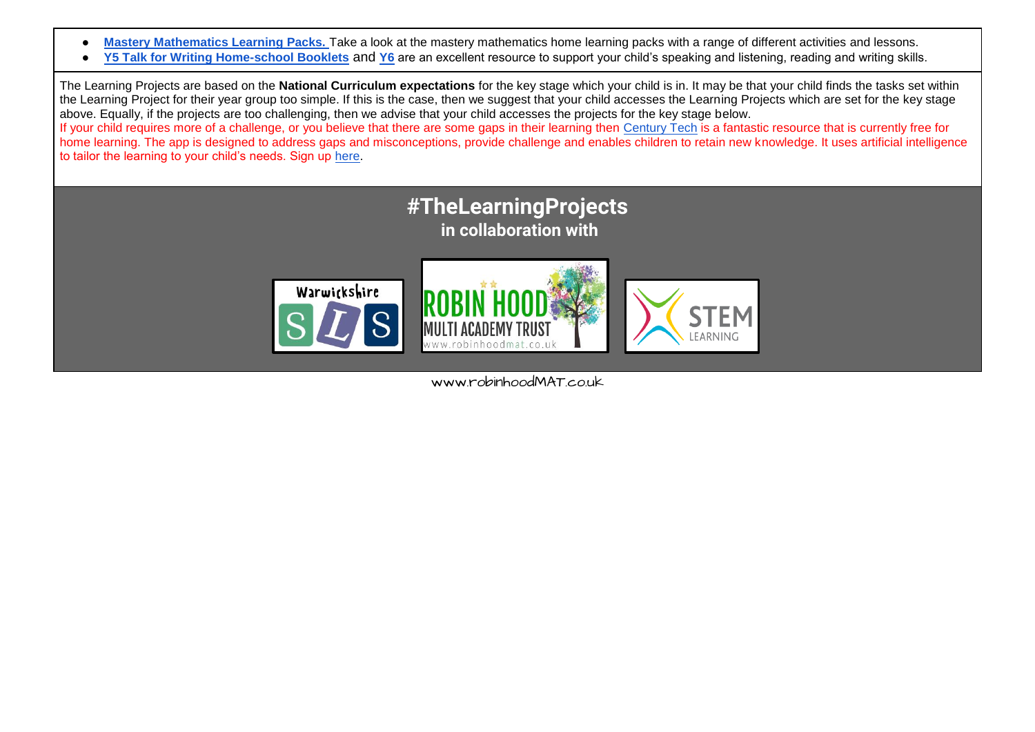- **Mastery Mathematics Learning Packs.** Take a look at the mastery mathematics home learning packs with a range of different activities and lessons.
- **Y5 Talk for Writing Home-school Booklets** and **Y6** are an excellent resource to support your child's speaking and listening, reading and writing skills.

The Learning Projects are based on the **National Curriculum expectations** for the key stage which your child is in. It may be that your child finds the tasks set within the Learning Project for their year group too simple. If this is the case, then we suggest that your child accesses the Learning Projects which are set for the key stage above. Equally, if the projects are too challenging, then we advise that your child accesses the projects for the key stage below.

If your child requires more of a challenge, or you believe that there are some gaps in their learning then Century Tech is a fantastic resource that is currently free for home learning. The app is designed to address gaps and misconceptions, provide challenge and enables children to retain new knowledge. It uses artificial intelligence to tailor the learning to your child's needs. Sign up here.

## #TheLearningProjects

### in collaboration with

Warwickshire SLS

ROBIN HOOD MULTI ACADEMY TRUST www.robinhoodmat.co.uk

STEM LEARNING

www.robinhoodMAT.co.uk